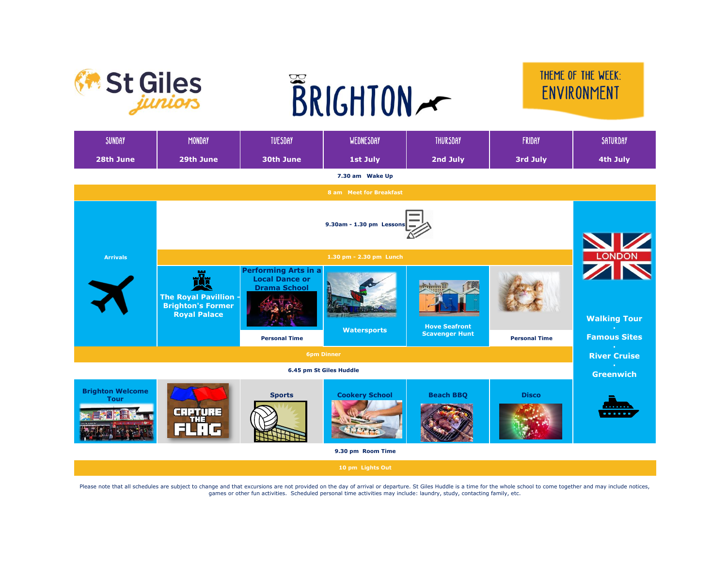St Giles juniors

# BRIGHTON

THEME OF THE WEEK: ENVIRONMENT

| SUNDAY 28th June | MONDAY 29th June | TUESDAY 30th June | WEDNESDAY 1st July | THURSDAY 2nd July | FRIDAY 3rd July | SATURDAY 4th July |
|---|---|---|---|---|---|---|
| 7.30 am Wake Up | | | | | | |
| 8 am Meet for Breakfast | | | | | | |
| Arrivals | 9.30am - 1.30 pm Lessons | | | | | LONDON Walking Tour · Famous Sites · River Cruise · Greenwich |
| | 1.30 pm - 2.30 pm Lunch | | | | | |
| | The Royal Pavillion - Brighton's Former Royal Palace | Performing Arts in a Local Dance or Drama School / Personal Time | Watersports | Hove Seafront Scavenger Hunt | Personal Time | |
| 6pm Dinner | | | | | | |
| 6.45 pm St Giles Huddle | | | | | | |
| Brighton Welcome Tour | CAPTURE THE FLAG | Sports | Cookery School | Beach BBQ | Disco | |
| 9.30 pm Room Time | | | | | | |
| 10 pm Lights Out | | | | | | |

Please note that all schedules are subject to change and that excursions are not provided on the day of arrival or departure. St Giles Huddle is a time for the whole school to come together and may include notices, games or other fun activities. Scheduled personal time activities may include: laundry, study, contacting family, etc.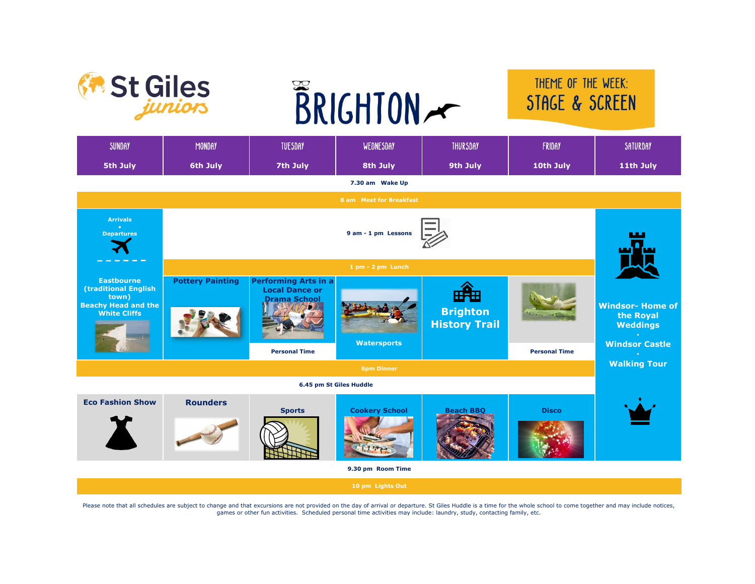# St Giles juniors

# BRIGHTON

**THEME OF THE WEEK: STAGE & SCREEN**

| SUNDAY 5th July | MONDAY 6th July | TUESDAY 7th July | WEDNESDAY 8th July | THURSDAY 9th July | FRIDAY 10th July | SATURDAY 11th July |
|---|---|---|---|---|---|---|
| **7.30 am Wake Up** | | | | | | |
| **8 am Meet for Breakfast** | | | | | | |
| Arrivals • Departures | **9 am - 1 pm Lessons** | | | | | Windsor- Home of the Royal Weddings • Windsor Castle • Walking Tour |
| | **1 pm - 2 pm Lunch** | | | | | |
| Eastbourne (traditional English town) Beachy Head and the White Cliffs | Pottery Painting | Performing Arts in a Local Dance or Drama School / Personal Time | Watersports | Brighton History Trail | Personal Time | |
| **6pm Dinner** | | | | | | |
| **6.45 pm St Giles Huddle** | | | | | | |
| Eco Fashion Show | Rounders | Sports | Cookery School | Beach BBQ | Disco | |
| **9.30 pm Room Time** | | | | | | |
| **10 pm Lights Out** | | | | | | |

Please note that all schedules are subject to change and that excursions are not provided on the day of arrival or departure. St Giles Huddle is a time for the whole school to come together and may include notices, games or other fun activities. Scheduled personal time activities may include: laundry, study, contacting family, etc.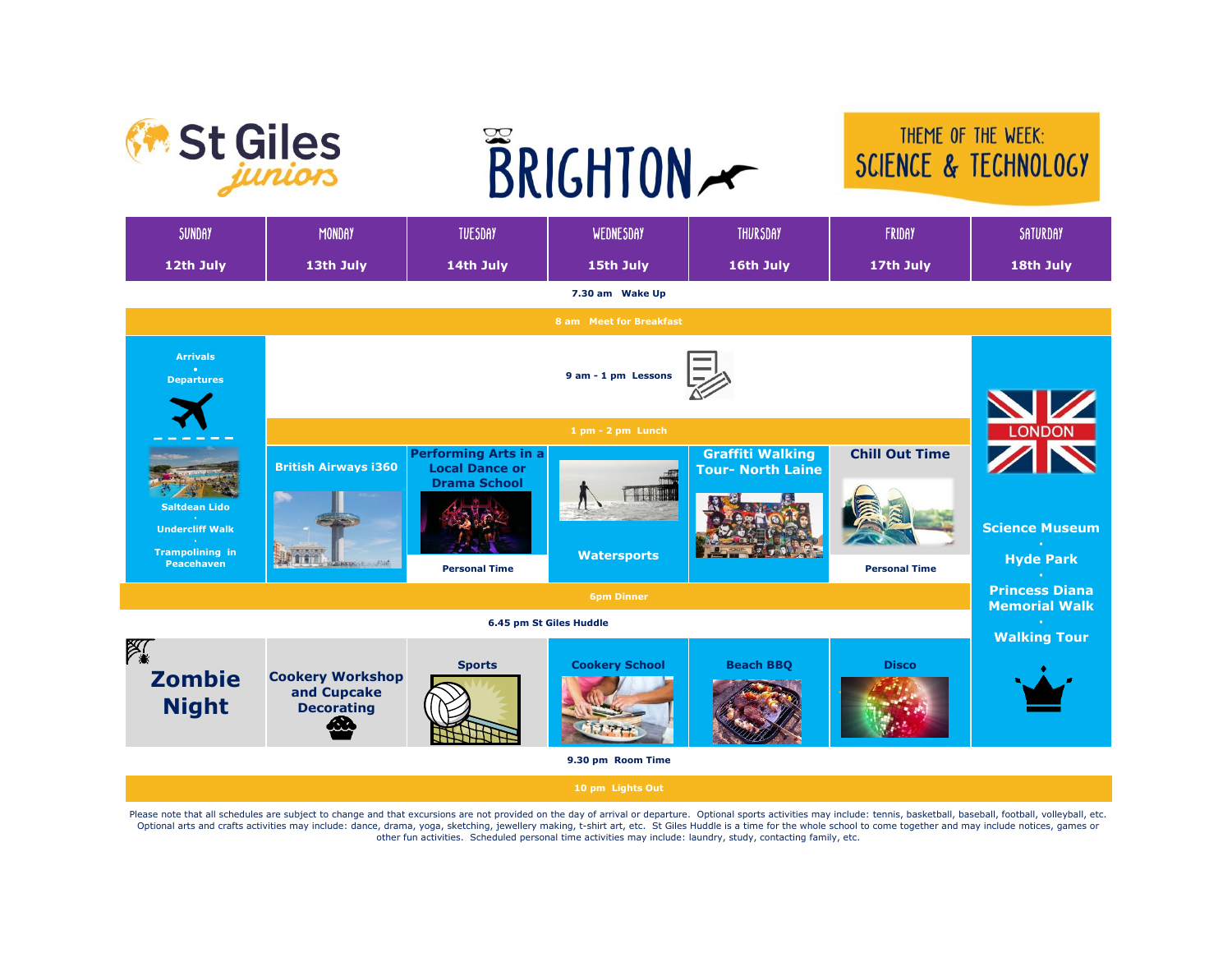St Giles juniors

# BRIGHTON

## THEME OF THE WEEK: SCIENCE & TECHNOLOGY

| SUNDAY 12th July | MONDAY 13th July | TUESDAY 14th July | WEDNESDAY 15th July | THURSDAY 16th July | FRIDAY 17th July | SATURDAY 18th July |
|---|---|---|---|---|---|---|
| 7.30 am Wake Up | | | | | | |
| 8 am Meet for Breakfast | | | | | | |
| Arrivals • Departures | 9 am - 1 pm Lessons | 9 am - 1 pm Lessons | 9 am - 1 pm Lessons | 9 am - 1 pm Lessons | 9 am - 1 pm Lessons | LONDON |
| | 1 pm - 2 pm Lunch | 1 pm - 2 pm Lunch | 1 pm - 2 pm Lunch | 1 pm - 2 pm Lunch | 1 pm - 2 pm Lunch | |
| Saltdean Lido • Undercliff Walk • Trampolining in Peacehaven | British Airways i360 | Performing Arts in a Local Dance or Drama School / Personal Time | Watersports | Graffiti Walking Tour- North Laine | Chill Out Time / Personal Time | Science Museum • Hyde Park • Princess Diana Memorial Walk • Walking Tour |
| 6pm Dinner | | | | | | |
| 6.45 pm St Giles Huddle | | | | | | |
| Zombie Night | Cookery Workshop and Cupcake Decorating | Sports | Cookery School | Beach BBQ | Disco | |
| 9.30 pm Room Time | | | | | | |
| 10 pm Lights Out | | | | | | |

Please note that all schedules are subject to change and that excursions are not provided on the day of arrival or departure. Optional sports activities may include: tennis, basketball, baseball, football, volleyball, etc. Optional arts and crafts activities may include: dance, drama, yoga, sketching, jewellery making, t-shirt art, etc. St Giles Huddle is a time for the whole school to come together and may include notices, games or other fun activities. Scheduled personal time activities may include: laundry, study, contacting family, etc.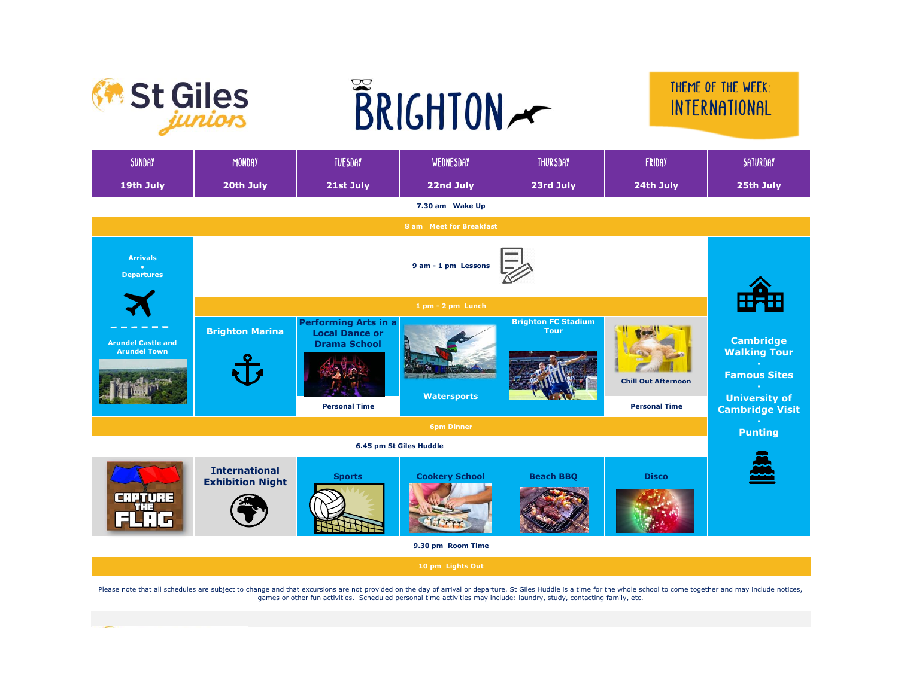St Giles juniors

# BRIGHTON

**THEME OF THE WEEK: INTERNATIONAL**

| SUNDAY 19th July | MONDAY 20th July | TUESDAY 21st July | WEDNESDAY 22nd July | THURSDAY 23rd July | FRIDAY 24th July | SATURDAY 25th July |
|---|---|---|---|---|---|---|
| 7.30 am Wake Up | | | | | | |
| 8 am Meet for Breakfast | | | | | | |
| Arrivals • Departures<br>Arundel Castle and Arundel Town | 9 am - 1 pm Lessons | 9 am - 1 pm Lessons | 9 am - 1 pm Lessons | 9 am - 1 pm Lessons | 9 am - 1 pm Lessons | Cambridge Walking Tour • Famous Sites • University of Cambridge Visit • Punting |
| | 1 pm - 2 pm Lunch | 1 pm - 2 pm Lunch | 1 pm - 2 pm Lunch | 1 pm - 2 pm Lunch | 1 pm - 2 pm Lunch | |
| | Brighton Marina | Performing Arts in a Local Dance or Drama School<br>Personal Time | Watersports | Brighton FC Stadium Tour | Chill Out Afternoon<br>Personal Time | |
| 6pm Dinner | 6pm Dinner | 6pm Dinner | 6pm Dinner | 6pm Dinner | 6pm Dinner | |
| 6.45 pm St Giles Huddle | 6.45 pm St Giles Huddle | 6.45 pm St Giles Huddle | 6.45 pm St Giles Huddle | 6.45 pm St Giles Huddle | 6.45 pm St Giles Huddle | |
| Capture the Flag | International Exhibition Night | Sports | Cookery School | Beach BBQ | Disco | |
| 9.30 pm Room Time | | | | | | |
| 10 pm Lights Out | | | | | | |

Please note that all schedules are subject to change and that excursions are not provided on the day of arrival or departure. St Giles Huddle is a time for the whole school to come together and may include notices, games or other fun activities. Scheduled personal time activities may include: laundry, study, contacting family, etc.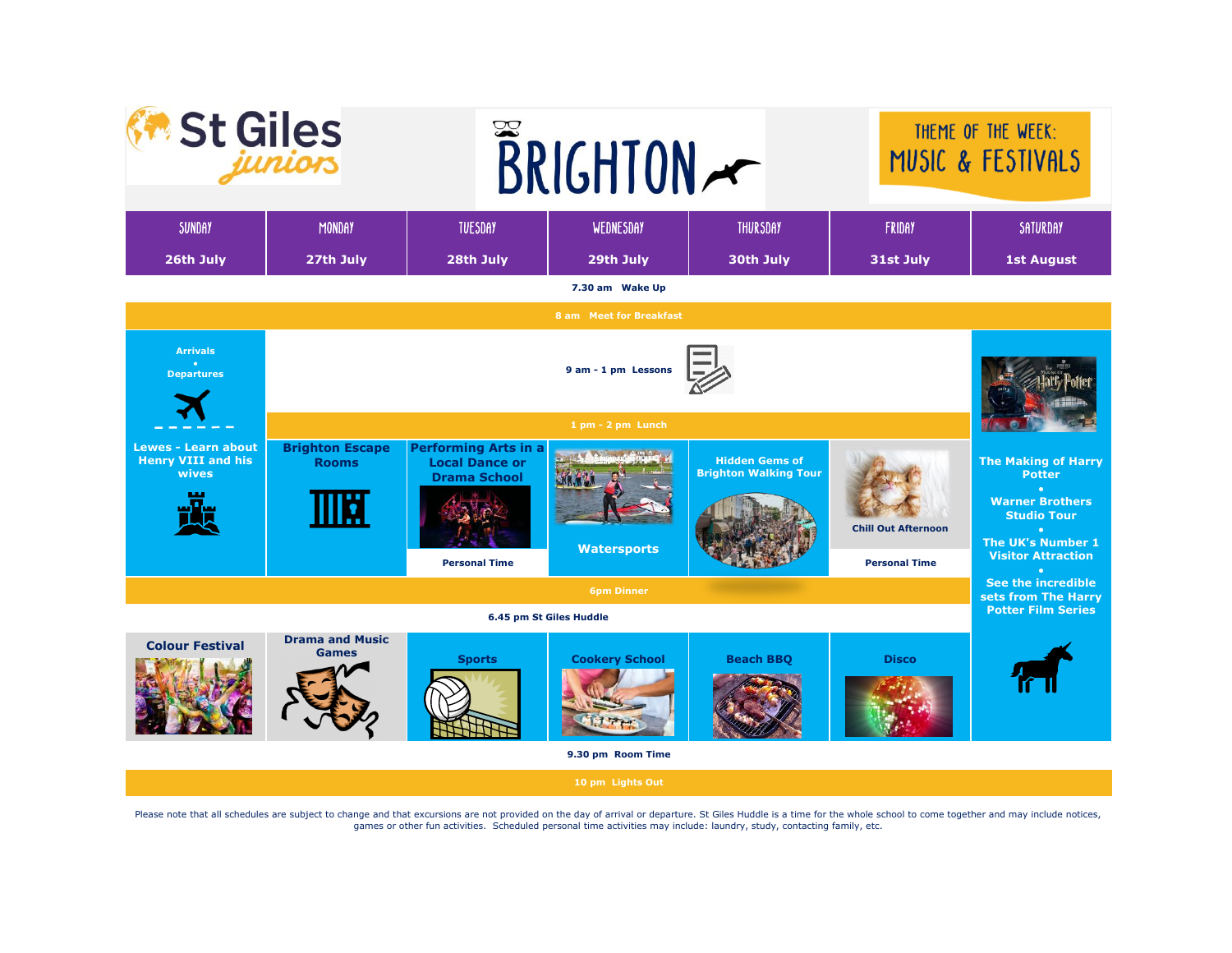St Giles juniors

# BRIGHTON

THEME OF THE WEEK: MUSIC & FESTIVALS

| SUNDAY 26th July | MONDAY 27th July | TUESDAY 28th July | WEDNESDAY 29th July | THURSDAY 30th July | FRIDAY 31st July | SATURDAY 1st August |
|---|---|---|---|---|---|---|
| 7.30 am Wake Up | | | | | | |
| 8 am Meet for Breakfast | | | | | | |
| Arrivals • Departures | 9 am - 1 pm Lessons | | | | | The Making of Harry Potter • Warner Brothers Studio Tour • The UK's Number 1 Visitor Attraction • See the incredible sets from The Harry Potter Film Series |
| | 1 pm - 2 pm Lunch | | | | | |
| Lewes - Learn about Henry VIII and his wives | Brighton Escape Rooms | Performing Arts in a Local Dance or Drama School / Personal Time | Watersports | Hidden Gems of Brighton Walking Tour | Chill Out Afternoon / Personal Time | |
| | 6pm Dinner | | | | | |
| 6.45 pm St Giles Huddle | | | | | | |
| Colour Festival | Drama and Music Games | Sports | Cookery School | Beach BBQ | Disco | |
| 9.30 pm Room Time | | | | | | |
| 10 pm Lights Out | | | | | | |

Please note that all schedules are subject to change and that excursions are not provided on the day of arrival or departure. St Giles Huddle is a time for the whole school to come together and may include notices, games or other fun activities. Scheduled personal time activities may include: laundry, study, contacting family, etc.